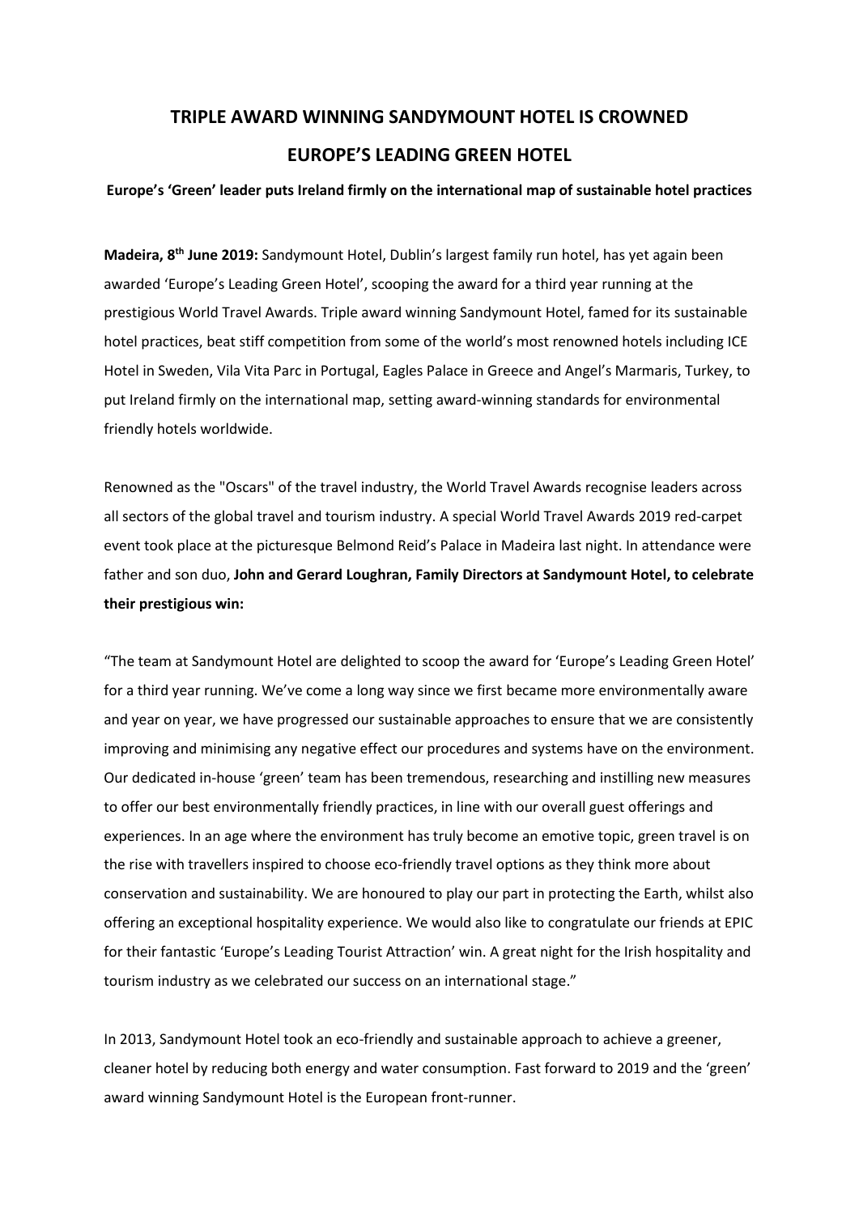# TRIPLE AWARD WINNING SANDYMOUNT HOTEL IS CROWNED EUROPE'S LEADING GREEN HOTEL

**Europe's 'Green' leader puts Ireland firmly on the international map of sustainable hotel practices**

**Madeira, 8th June 2019:** Sandymount Hotel, Dublin's largest family run hotel, has yet again been awarded 'Europe's Leading Green Hotel', scooping the award for a third year running at the prestigious World Travel Awards. Triple award winning Sandymount Hotel, famed for its sustainable hotel practices, beat stiff competition from some of the world's most renowned hotels including ICE Hotel in Sweden, Vila Vita Parc in Portugal, Eagles Palace in Greece and Angel's Marmaris, Turkey, to put Ireland firmly on the international map, setting award-winning standards for environmental friendly hotels worldwide.

Renowned as the "Oscars" of the travel industry, the World Travel Awards recognise leaders across all sectors of the global travel and tourism industry. A special World Travel Awards 2019 red-carpet event took place at the picturesque Belmond Reid's Palace in Madeira last night. In attendance were father and son duo, **John and Gerard Loughran, Family Directors at Sandymount Hotel, to celebrate their prestigious win:**

"The team at Sandymount Hotel are delighted to scoop the award for 'Europe's Leading Green Hotel' for a third year running. We've come a long way since we first became more environmentally aware and year on year, we have progressed our sustainable approaches to ensure that we are consistently improving and minimising any negative effect our procedures and systems have on the environment. Our dedicated in-house 'green' team has been tremendous, researching and instilling new measures to offer our best environmentally friendly practices, in line with our overall guest offerings and experiences. In an age where the environment has truly become an emotive topic, green travel is on the rise with travellers inspired to choose eco-friendly travel options as they think more about conservation and sustainability. We are honoured to play our part in protecting the Earth, whilst also offering an exceptional hospitality experience. We would also like to congratulate our friends at EPIC for their fantastic 'Europe's Leading Tourist Attraction' win. A great night for the Irish hospitality and tourism industry as we celebrated our success on an international stage."

In 2013, Sandymount Hotel took an eco-friendly and sustainable approach to achieve a greener, cleaner hotel by reducing both energy and water consumption. Fast forward to 2019 and the 'green' award winning Sandymount Hotel is the European front-runner.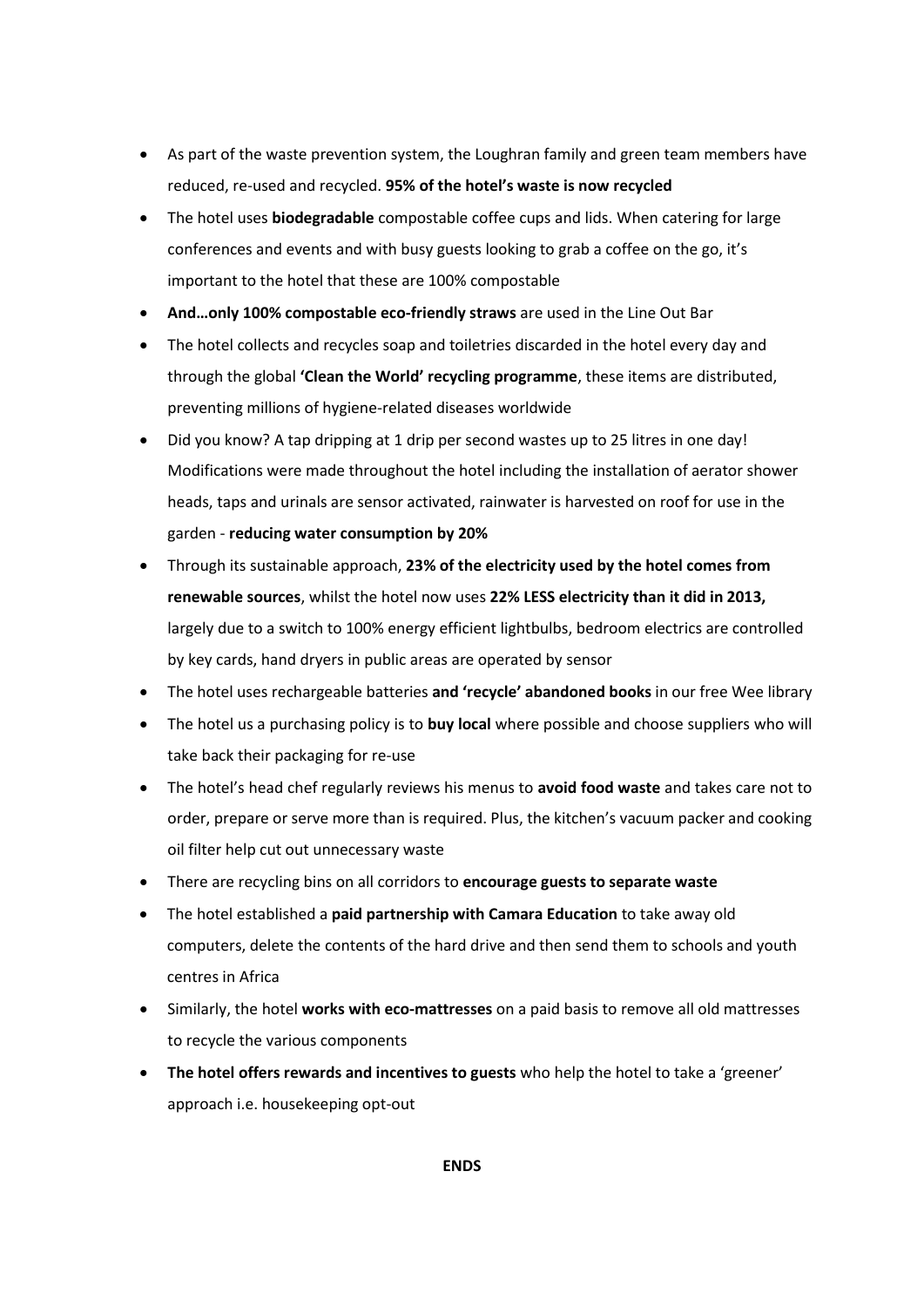- As part of the waste prevention system, the Loughran family and green team members have reduced, re-used and recycled. **95% of the hotel's waste is now recycled**
- The hotel uses **biodegradable** compostable coffee cups and lids. When catering for large conferences and events and with busy guests looking to grab a coffee on the go, it's important to the hotel that these are 100% compostable
- **And…only 100% compostable eco-friendly straws** are used in the Line Out Bar
- The hotel collects and recycles soap and toiletries discarded in the hotel every day and through the global **'Clean the World' recycling programme**, these items are distributed, preventing millions of hygiene-related diseases worldwide
- Did you know? A tap dripping at 1 drip per second wastes up to 25 litres in one day! Modifications were made throughout the hotel including the installation of aerator shower heads, taps and urinals are sensor activated, rainwater is harvested on roof for use in the garden - **reducing water consumption by 20%**
- Through its sustainable approach, **23% of the electricity used by the hotel comes from renewable sources**, whilst the hotel now uses **22% LESS electricity than it did in 2013,** largely due to a switch to 100% energy efficient lightbulbs, bedroom electrics are controlled by key cards, hand dryers in public areas are operated by sensor
- The hotel uses rechargeable batteries **and 'recycle' abandoned books** in our free Wee library
- The hotel us a purchasing policy is to **buy local** where possible and choose suppliers who will take back their packaging for re-use
- The hotel's head chef regularly reviews his menus to **avoid food waste** and takes care not to order, prepare or serve more than is required. Plus, the kitchen's vacuum packer and cooking oil filter help cut out unnecessary waste
- There are recycling bins on all corridors to **encourage guests to separate waste**
- The hotel established a **paid partnership with Camara Education** to take away old computers, delete the contents of the hard drive and then send them to schools and youth centres in Africa
- Similarly, the hotel **works with eco-mattresses** on a paid basis to remove all old mattresses to recycle the various components
- **The hotel offers rewards and incentives to guests** who help the hotel to take a 'greener' approach i.e. housekeeping opt-out

**ENDS**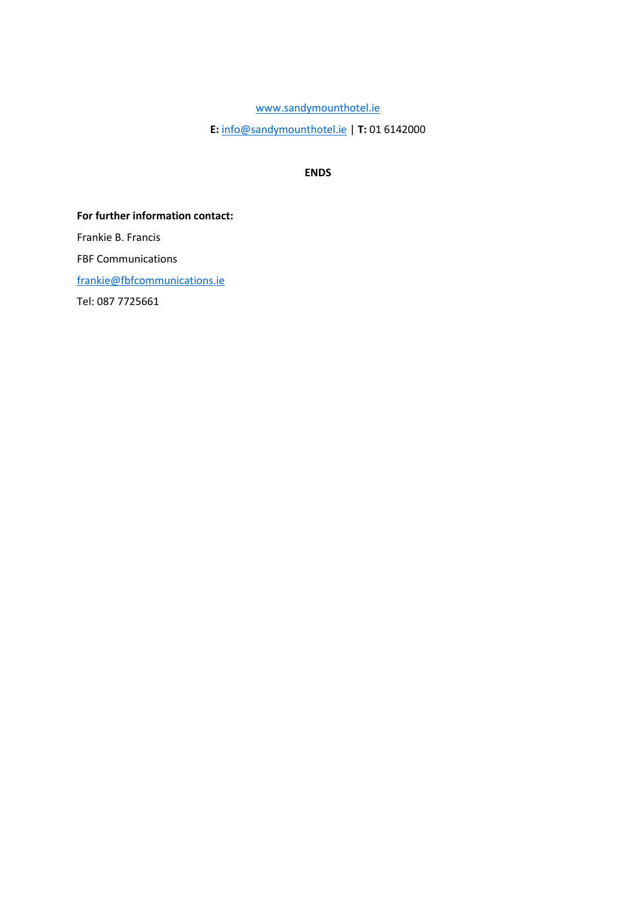www.sandymounthotel.ie

**E:** info@sandymounthotel.ie | **T:** 01 6142000

**ENDS**

**For further information contact:**

Frankie B. Francis

FBF Communications

frankie@fbfcommunications.ie

Tel: 087 7725661